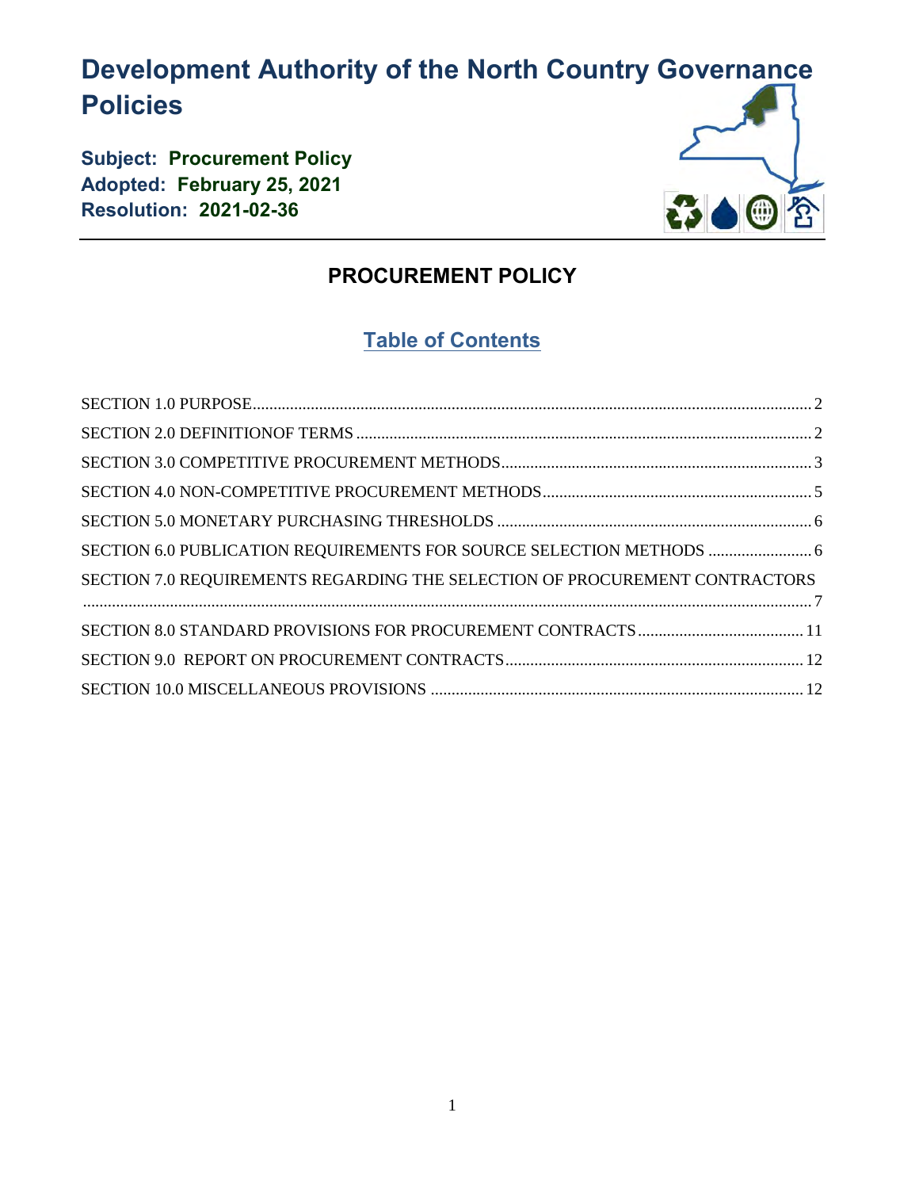# Development Authority of the North Country Governance Policies

**Subject: Procurement Policy**
**Adopted: February 25, 2021**
**Resolution: 2021-02-36**

## PROCUREMENT POLICY

### Table of Contents

SECTION 1.0 PURPOSE ........ 2
SECTION 2.0 DEFINITIONOF TERMS ........ 2
SECTION 3.0 COMPETITIVE PROCUREMENT METHODS ........ 3
SECTION 4.0 NON-COMPETITIVE PROCUREMENT METHODS ........ 5
SECTION 5.0 MONETARY PURCHASING THRESHOLDS ........ 6
SECTION 6.0 PUBLICATION REQUIREMENTS FOR SOURCE SELECTION METHODS ........ 6
SECTION 7.0 REQUIREMENTS REGARDING THE SELECTION OF PROCUREMENT CONTRACTORS ........ 7
SECTION 8.0 STANDARD PROVISIONS FOR PROCUREMENT CONTRACTS ........ 11
SECTION 9.0 REPORT ON PROCUREMENT CONTRACTS ........ 12
SECTION 10.0 MISCELLANEOUS PROVISIONS ........ 12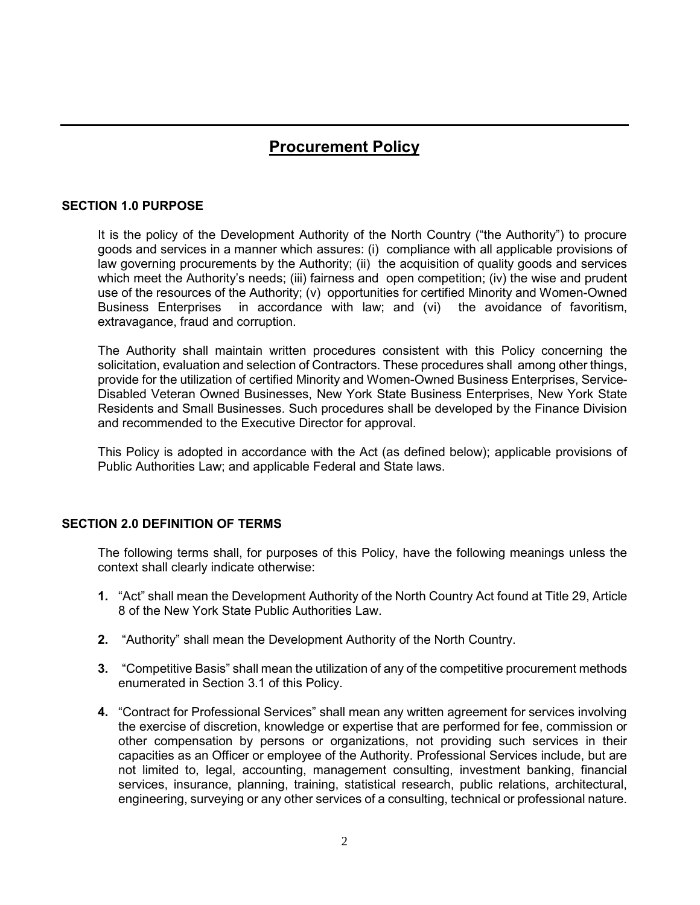# Procurement Policy

## SECTION 1.0 PURPOSE

It is the policy of the Development Authority of the North Country ("the Authority") to procure goods and services in a manner which assures: (i) compliance with all applicable provisions of law governing procurements by the Authority; (ii) the acquisition of quality goods and services which meet the Authority's needs; (iii) fairness and open competition; (iv) the wise and prudent use of the resources of the Authority; (v) opportunities for certified Minority and Women-Owned Business Enterprises in accordance with law; and (vi) the avoidance of favoritism, extravagance, fraud and corruption.

The Authority shall maintain written procedures consistent with this Policy concerning the solicitation, evaluation and selection of Contractors. These procedures shall among other things, provide for the utilization of certified Minority and Women-Owned Business Enterprises, Service-Disabled Veteran Owned Businesses, New York State Business Enterprises, New York State Residents and Small Businesses. Such procedures shall be developed by the Finance Division and recommended to the Executive Director for approval.

This Policy is adopted in accordance with the Act (as defined below); applicable provisions of Public Authorities Law; and applicable Federal and State laws.

## SECTION 2.0 DEFINITION OF TERMS

The following terms shall, for purposes of this Policy, have the following meanings unless the context shall clearly indicate otherwise:

1. "Act" shall mean the Development Authority of the North Country Act found at Title 29, Article 8 of the New York State Public Authorities Law.
2. "Authority" shall mean the Development Authority of the North Country.
3. "Competitive Basis" shall mean the utilization of any of the competitive procurement methods enumerated in Section 3.1 of this Policy.
4. "Contract for Professional Services" shall mean any written agreement for services involving the exercise of discretion, knowledge or expertise that are performed for fee, commission or other compensation by persons or organizations, not providing such services in their capacities as an Officer or employee of the Authority. Professional Services include, but are not limited to, legal, accounting, management consulting, investment banking, financial services, insurance, planning, training, statistical research, public relations, architectural, engineering, surveying or any other services of a consulting, technical or professional nature.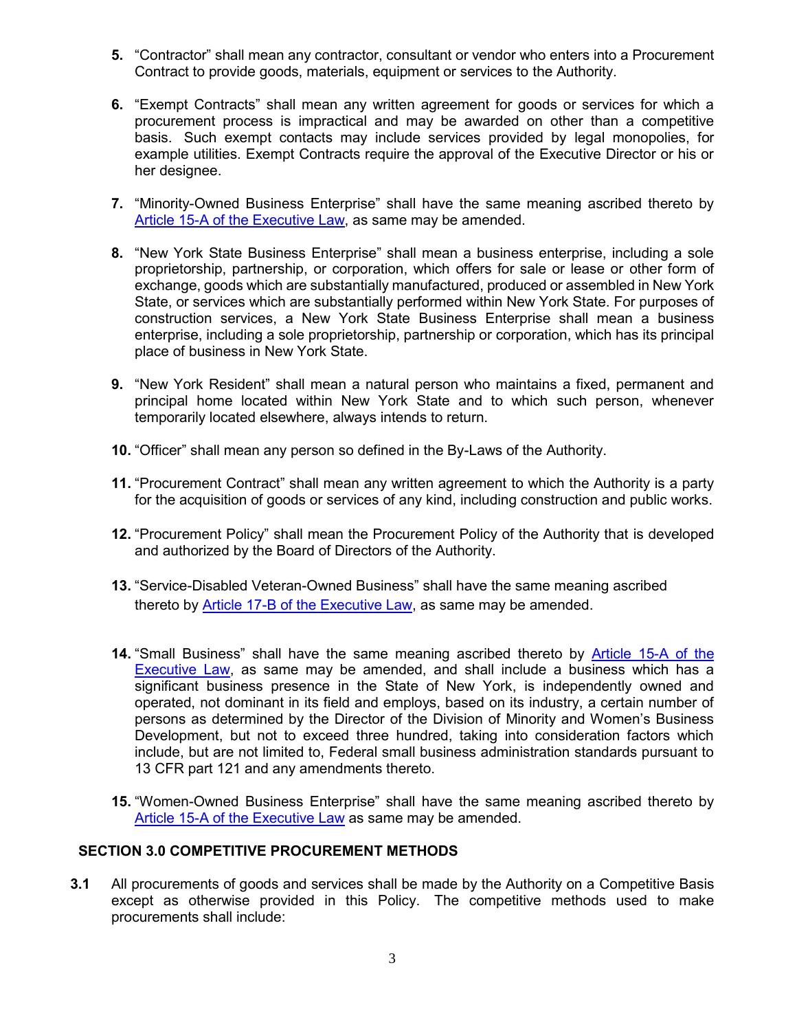5. "Contractor" shall mean any contractor, consultant or vendor who enters into a Procurement Contract to provide goods, materials, equipment or services to the Authority.

6. "Exempt Contracts" shall mean any written agreement for goods or services for which a procurement process is impractical and may be awarded on other than a competitive basis. Such exempt contacts may include services provided by legal monopolies, for example utilities. Exempt Contracts require the approval of the Executive Director or his or her designee.

7. "Minority-Owned Business Enterprise" shall have the same meaning ascribed thereto by Article 15-A of the Executive Law, as same may be amended.

8. "New York State Business Enterprise" shall mean a business enterprise, including a sole proprietorship, partnership, or corporation, which offers for sale or lease or other form of exchange, goods which are substantially manufactured, produced or assembled in New York State, or services which are substantially performed within New York State. For purposes of construction services, a New York State Business Enterprise shall mean a business enterprise, including a sole proprietorship, partnership or corporation, which has its principal place of business in New York State.

9. "New York Resident" shall mean a natural person who maintains a fixed, permanent and principal home located within New York State and to which such person, whenever temporarily located elsewhere, always intends to return.

10. "Officer" shall mean any person so defined in the By-Laws of the Authority.

11. "Procurement Contract" shall mean any written agreement to which the Authority is a party for the acquisition of goods or services of any kind, including construction and public works.

12. "Procurement Policy" shall mean the Procurement Policy of the Authority that is developed and authorized by the Board of Directors of the Authority.

13. "Service-Disabled Veteran-Owned Business" shall have the same meaning ascribed thereto by Article 17-B of the Executive Law, as same may be amended.

14. "Small Business" shall have the same meaning ascribed thereto by Article 15-A of the Executive Law, as same may be amended, and shall include a business which has a significant business presence in the State of New York, is independently owned and operated, not dominant in its field and employs, based on its industry, a certain number of persons as determined by the Director of the Division of Minority and Women's Business Development, but not to exceed three hundred, taking into consideration factors which include, but are not limited to, Federal small business administration standards pursuant to 13 CFR part 121 and any amendments thereto.

15. "Women-Owned Business Enterprise" shall have the same meaning ascribed thereto by Article 15-A of the Executive Law as same may be amended.

## SECTION 3.0 COMPETITIVE PROCUREMENT METHODS

**3.1** All procurements of goods and services shall be made by the Authority on a Competitive Basis except as otherwise provided in this Policy. The competitive methods used to make procurements shall include: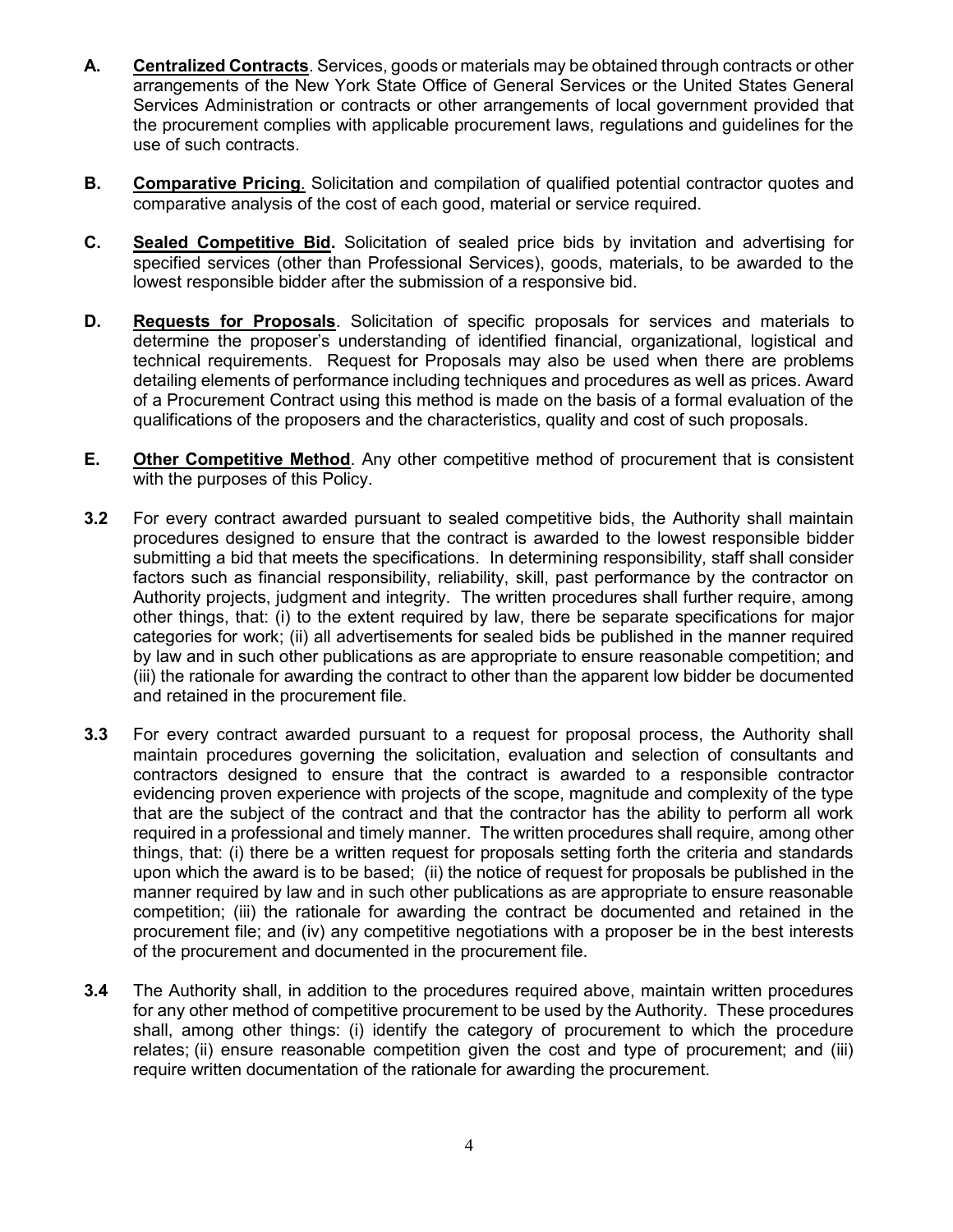**A.** **Centralized Contracts**. Services, goods or materials may be obtained through contracts or other arrangements of the New York State Office of General Services or the United States General Services Administration or contracts or other arrangements of local government provided that the procurement complies with applicable procurement laws, regulations and guidelines for the use of such contracts.

**B.** **Comparative Pricing**. Solicitation and compilation of qualified potential contractor quotes and comparative analysis of the cost of each good, material or service required.

**C.** **Sealed Competitive Bid.** Solicitation of sealed price bids by invitation and advertising for specified services (other than Professional Services), goods, materials, to be awarded to the lowest responsible bidder after the submission of a responsive bid.

**D.** **Requests for Proposals**. Solicitation of specific proposals for services and materials to determine the proposer's understanding of identified financial, organizational, logistical and technical requirements. Request for Proposals may also be used when there are problems detailing elements of performance including techniques and procedures as well as prices. Award of a Procurement Contract using this method is made on the basis of a formal evaluation of the qualifications of the proposers and the characteristics, quality and cost of such proposals.

**E.** **Other Competitive Method**. Any other competitive method of procurement that is consistent with the purposes of this Policy.

**3.2** For every contract awarded pursuant to sealed competitive bids, the Authority shall maintain procedures designed to ensure that the contract is awarded to the lowest responsible bidder submitting a bid that meets the specifications. In determining responsibility, staff shall consider factors such as financial responsibility, reliability, skill, past performance by the contractor on Authority projects, judgment and integrity. The written procedures shall further require, among other things, that: (i) to the extent required by law, there be separate specifications for major categories for work; (ii) all advertisements for sealed bids be published in the manner required by law and in such other publications as are appropriate to ensure reasonable competition; and (iii) the rationale for awarding the contract to other than the apparent low bidder be documented and retained in the procurement file.

**3.3** For every contract awarded pursuant to a request for proposal process, the Authority shall maintain procedures governing the solicitation, evaluation and selection of consultants and contractors designed to ensure that the contract is awarded to a responsible contractor evidencing proven experience with projects of the scope, magnitude and complexity of the type that are the subject of the contract and that the contractor has the ability to perform all work required in a professional and timely manner. The written procedures shall require, among other things, that: (i) there be a written request for proposals setting forth the criteria and standards upon which the award is to be based; (ii) the notice of request for proposals be published in the manner required by law and in such other publications as are appropriate to ensure reasonable competition; (iii) the rationale for awarding the contract be documented and retained in the procurement file; and (iv) any competitive negotiations with a proposer be in the best interests of the procurement and documented in the procurement file.

**3.4** The Authority shall, in addition to the procedures required above, maintain written procedures for any other method of competitive procurement to be used by the Authority. These procedures shall, among other things: (i) identify the category of procurement to which the procedure relates; (ii) ensure reasonable competition given the cost and type of procurement; and (iii) require written documentation of the rationale for awarding the procurement.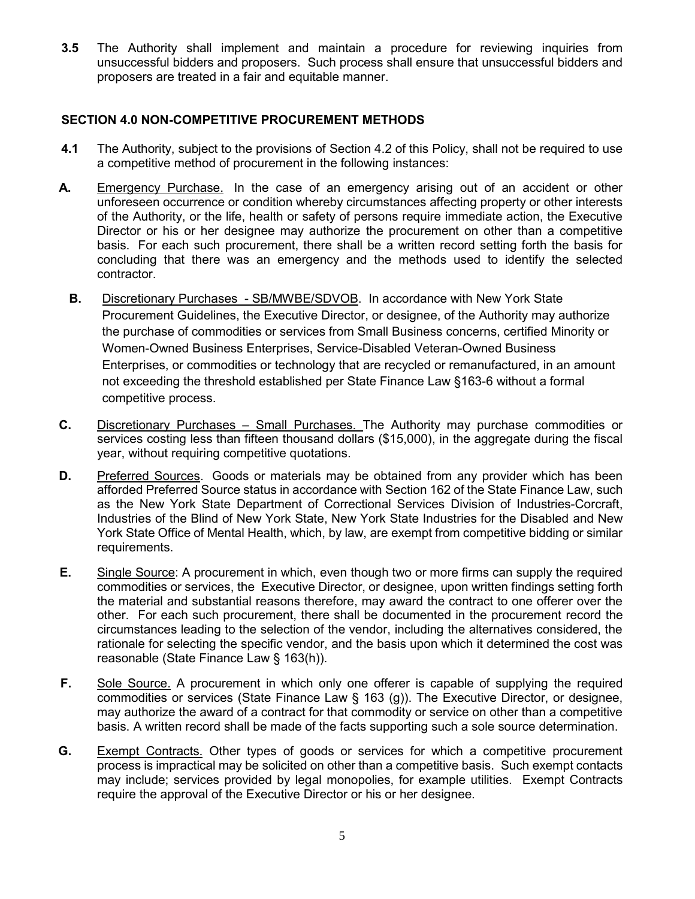**3.5** The Authority shall implement and maintain a procedure for reviewing inquiries from unsuccessful bidders and proposers. Such process shall ensure that unsuccessful bidders and proposers are treated in a fair and equitable manner.

## SECTION 4.0 NON-COMPETITIVE PROCUREMENT METHODS

**4.1** The Authority, subject to the provisions of Section 4.2 of this Policy, shall not be required to use a competitive method of procurement in the following instances:

**A.** Emergency Purchase. In the case of an emergency arising out of an accident or other unforeseen occurrence or condition whereby circumstances affecting property or other interests of the Authority, or the life, health or safety of persons require immediate action, the Executive Director or his or her designee may authorize the procurement on other than a competitive basis. For each such procurement, there shall be a written record setting forth the basis for concluding that there was an emergency and the methods used to identify the selected contractor.

**B.** Discretionary Purchases - SB/MWBE/SDVOB. In accordance with New York State Procurement Guidelines, the Executive Director, or designee, of the Authority may authorize the purchase of commodities or services from Small Business concerns, certified Minority or Women-Owned Business Enterprises, Service-Disabled Veteran-Owned Business Enterprises, or commodities or technology that are recycled or remanufactured, in an amount not exceeding the threshold established per State Finance Law §163-6 without a formal competitive process.

**C.** Discretionary Purchases – Small Purchases. The Authority may purchase commodities or services costing less than fifteen thousand dollars ($15,000), in the aggregate during the fiscal year, without requiring competitive quotations.

**D.** Preferred Sources. Goods or materials may be obtained from any provider which has been afforded Preferred Source status in accordance with Section 162 of the State Finance Law, such as the New York State Department of Correctional Services Division of Industries-Corcraft, Industries of the Blind of New York State, New York State Industries for the Disabled and New York State Office of Mental Health, which, by law, are exempt from competitive bidding or similar requirements.

**E.** Single Source: A procurement in which, even though two or more firms can supply the required commodities or services, the Executive Director, or designee, upon written findings setting forth the material and substantial reasons therefore, may award the contract to one offerer over the other. For each such procurement, there shall be documented in the procurement record the circumstances leading to the selection of the vendor, including the alternatives considered, the rationale for selecting the specific vendor, and the basis upon which it determined the cost was reasonable (State Finance Law § 163(h)).

**F.** Sole Source. A procurement in which only one offerer is capable of supplying the required commodities or services (State Finance Law § 163 (g)). The Executive Director, or designee, may authorize the award of a contract for that commodity or service on other than a competitive basis. A written record shall be made of the facts supporting such a sole source determination.

**G.** Exempt Contracts. Other types of goods or services for which a competitive procurement process is impractical may be solicited on other than a competitive basis. Such exempt contacts may include; services provided by legal monopolies, for example utilities. Exempt Contracts require the approval of the Executive Director or his or her designee.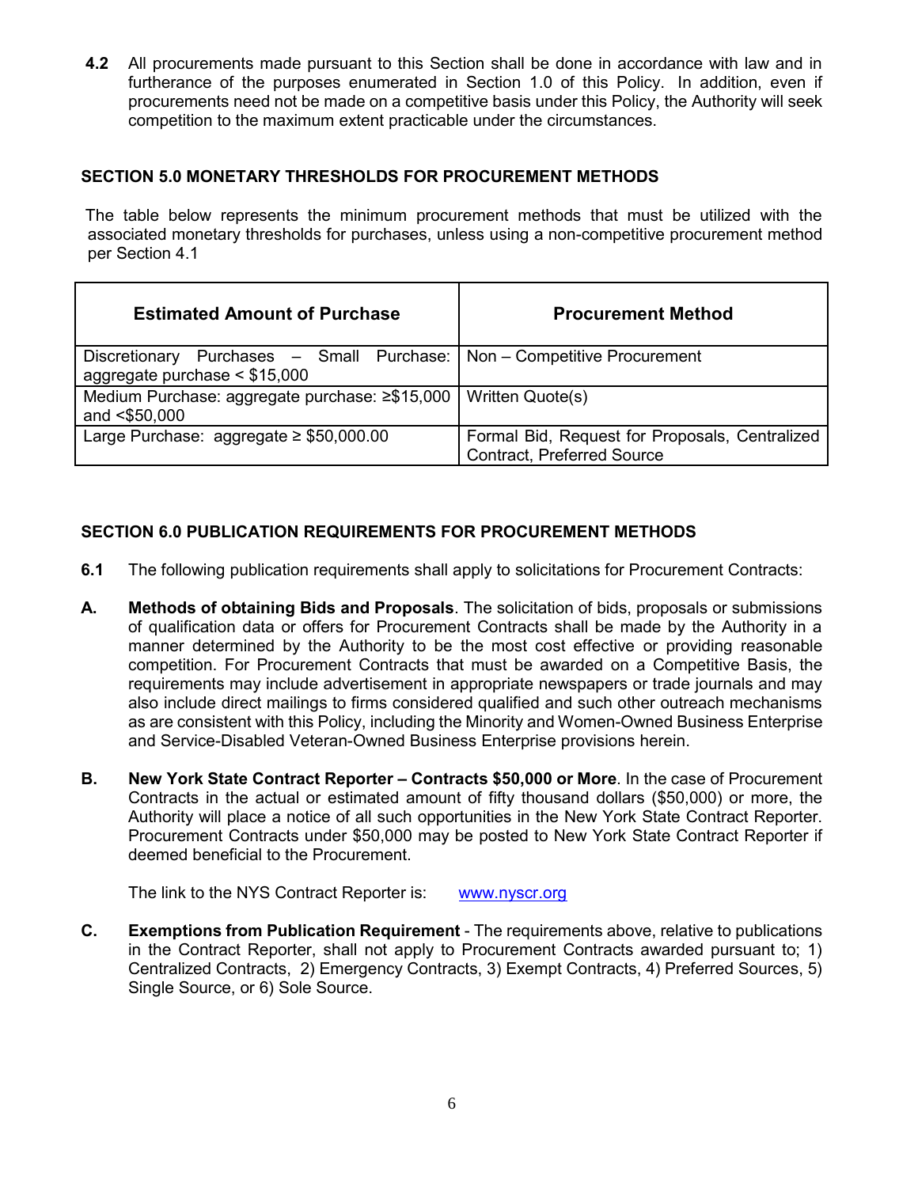**4.2** All procurements made pursuant to this Section shall be done in accordance with law and in furtherance of the purposes enumerated in Section 1.0 of this Policy. In addition, even if procurements need not be made on a competitive basis under this Policy, the Authority will seek competition to the maximum extent practicable under the circumstances.

## SECTION 5.0 MONETARY THRESHOLDS FOR PROCUREMENT METHODS

The table below represents the minimum procurement methods that must be utilized with the associated monetary thresholds for purchases, unless using a non-competitive procurement method per Section 4.1

| Estimated Amount of Purchase | Procurement Method |
|---|---|
| Discretionary Purchases – Small Purchase: aggregate purchase < \$15,000 | Non – Competitive Procurement |
| Medium Purchase: aggregate purchase: ≥\$15,000 and <\$50,000 | Written Quote(s) |
| Large Purchase: aggregate ≥ \$50,000.00 | Formal Bid, Request for Proposals, Centralized Contract, Preferred Source |

## SECTION 6.0 PUBLICATION REQUIREMENTS FOR PROCUREMENT METHODS

**6.1** The following publication requirements shall apply to solicitations for Procurement Contracts:

**A.** **Methods of obtaining Bids and Proposals**. The solicitation of bids, proposals or submissions of qualification data or offers for Procurement Contracts shall be made by the Authority in a manner determined by the Authority to be the most cost effective or providing reasonable competition. For Procurement Contracts that must be awarded on a Competitive Basis, the requirements may include advertisement in appropriate newspapers or trade journals and may also include direct mailings to firms considered qualified and such other outreach mechanisms as are consistent with this Policy, including the Minority and Women-Owned Business Enterprise and Service-Disabled Veteran-Owned Business Enterprise provisions herein.

**B.** **New York State Contract Reporter – Contracts \$50,000 or More**. In the case of Procurement Contracts in the actual or estimated amount of fifty thousand dollars (\$50,000) or more, the Authority will place a notice of all such opportunities in the New York State Contract Reporter. Procurement Contracts under \$50,000 may be posted to New York State Contract Reporter if deemed beneficial to the Procurement.

The link to the NYS Contract Reporter is: www.nyscr.org

**C.** **Exemptions from Publication Requirement** - The requirements above, relative to publications in the Contract Reporter, shall not apply to Procurement Contracts awarded pursuant to; 1) Centralized Contracts, 2) Emergency Contracts, 3) Exempt Contracts, 4) Preferred Sources, 5) Single Source, or 6) Sole Source.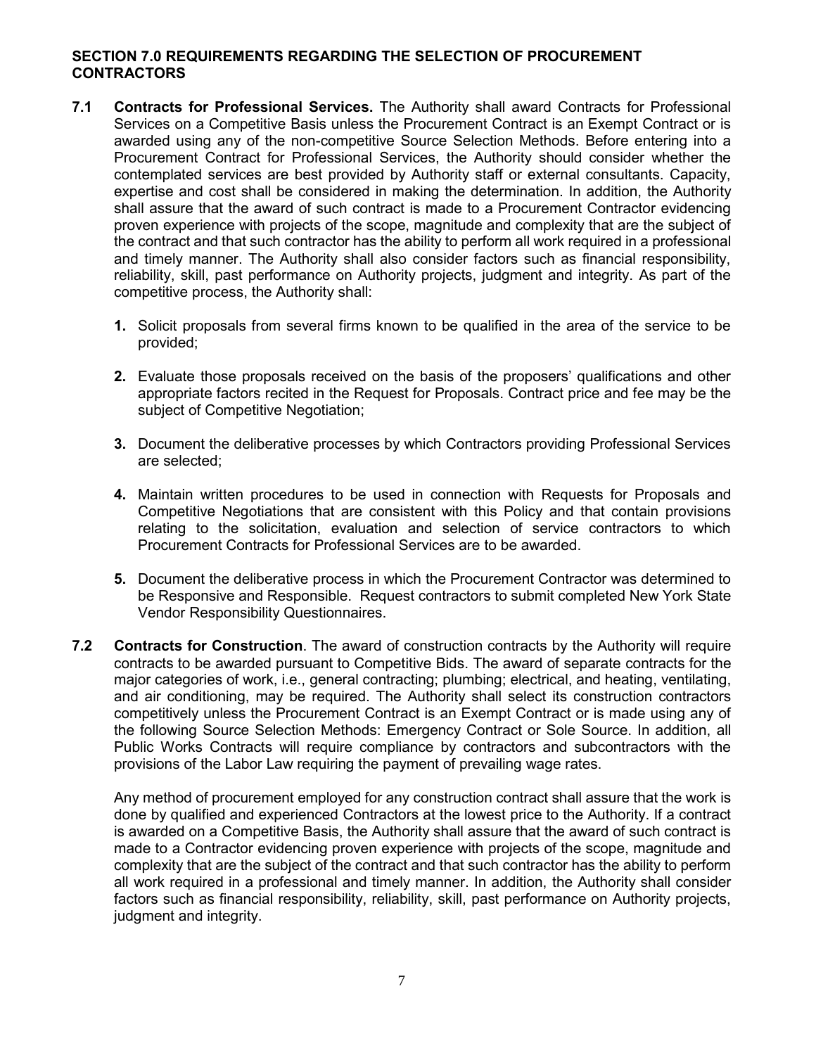## SECTION 7.0 REQUIREMENTS REGARDING THE SELECTION OF PROCUREMENT CONTRACTORS

**7.1 Contracts for Professional Services.** The Authority shall award Contracts for Professional Services on a Competitive Basis unless the Procurement Contract is an Exempt Contract or is awarded using any of the non-competitive Source Selection Methods. Before entering into a Procurement Contract for Professional Services, the Authority should consider whether the contemplated services are best provided by Authority staff or external consultants. Capacity, expertise and cost shall be considered in making the determination. In addition, the Authority shall assure that the award of such contract is made to a Procurement Contractor evidencing proven experience with projects of the scope, magnitude and complexity that are the subject of the contract and that such contractor has the ability to perform all work required in a professional and timely manner. The Authority shall also consider factors such as financial responsibility, reliability, skill, past performance on Authority projects, judgment and integrity. As part of the competitive process, the Authority shall:

1. Solicit proposals from several firms known to be qualified in the area of the service to be provided;

2. Evaluate those proposals received on the basis of the proposers' qualifications and other appropriate factors recited in the Request for Proposals. Contract price and fee may be the subject of Competitive Negotiation;

3. Document the deliberative processes by which Contractors providing Professional Services are selected;

4. Maintain written procedures to be used in connection with Requests for Proposals and Competitive Negotiations that are consistent with this Policy and that contain provisions relating to the solicitation, evaluation and selection of service contractors to which Procurement Contracts for Professional Services are to be awarded.

5. Document the deliberative process in which the Procurement Contractor was determined to be Responsive and Responsible. Request contractors to submit completed New York State Vendor Responsibility Questionnaires.

**7.2 Contracts for Construction**. The award of construction contracts by the Authority will require contracts to be awarded pursuant to Competitive Bids. The award of separate contracts for the major categories of work, i.e., general contracting; plumbing; electrical, and heating, ventilating, and air conditioning, may be required. The Authority shall select its construction contractors competitively unless the Procurement Contract is an Exempt Contract or is made using any of the following Source Selection Methods: Emergency Contract or Sole Source. In addition, all Public Works Contracts will require compliance by contractors and subcontractors with the provisions of the Labor Law requiring the payment of prevailing wage rates.

Any method of procurement employed for any construction contract shall assure that the work is done by qualified and experienced Contractors at the lowest price to the Authority. If a contract is awarded on a Competitive Basis, the Authority shall assure that the award of such contract is made to a Contractor evidencing proven experience with projects of the scope, magnitude and complexity that are the subject of the contract and that such contractor has the ability to perform all work required in a professional and timely manner. In addition, the Authority shall consider factors such as financial responsibility, reliability, skill, past performance on Authority projects, judgment and integrity.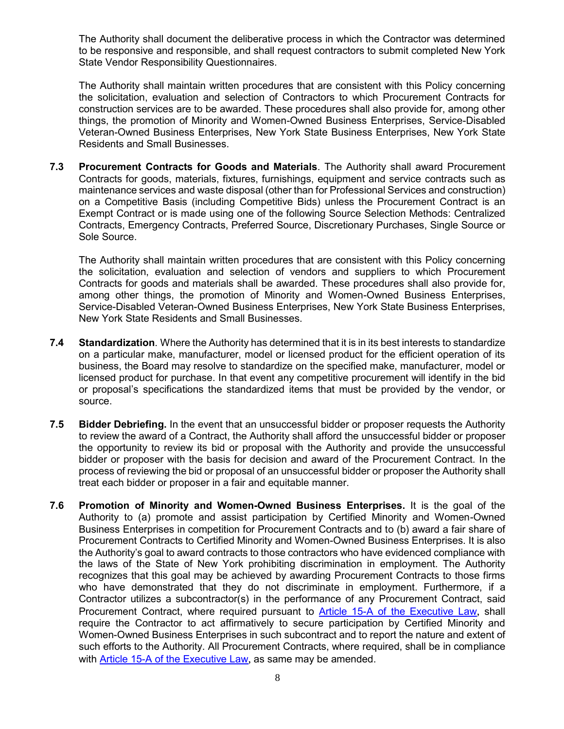The Authority shall document the deliberative process in which the Contractor was determined to be responsive and responsible, and shall request contractors to submit completed New York State Vendor Responsibility Questionnaires.

The Authority shall maintain written procedures that are consistent with this Policy concerning the solicitation, evaluation and selection of Contractors to which Procurement Contracts for construction services are to be awarded. These procedures shall also provide for, among other things, the promotion of Minority and Women-Owned Business Enterprises, Service-Disabled Veteran-Owned Business Enterprises, New York State Business Enterprises, New York State Residents and Small Businesses.

**7.3 Procurement Contracts for Goods and Materials**. The Authority shall award Procurement Contracts for goods, materials, fixtures, furnishings, equipment and service contracts such as maintenance services and waste disposal (other than for Professional Services and construction) on a Competitive Basis (including Competitive Bids) unless the Procurement Contract is an Exempt Contract or is made using one of the following Source Selection Methods: Centralized Contracts, Emergency Contracts, Preferred Source, Discretionary Purchases, Single Source or Sole Source.

The Authority shall maintain written procedures that are consistent with this Policy concerning the solicitation, evaluation and selection of vendors and suppliers to which Procurement Contracts for goods and materials shall be awarded. These procedures shall also provide for, among other things, the promotion of Minority and Women-Owned Business Enterprises, Service-Disabled Veteran-Owned Business Enterprises, New York State Business Enterprises, New York State Residents and Small Businesses.

**7.4 Standardization**. Where the Authority has determined that it is in its best interests to standardize on a particular make, manufacturer, model or licensed product for the efficient operation of its business, the Board may resolve to standardize on the specified make, manufacturer, model or licensed product for purchase. In that event any competitive procurement will identify in the bid or proposal's specifications the standardized items that must be provided by the vendor, or source.

**7.5 Bidder Debriefing.** In the event that an unsuccessful bidder or proposer requests the Authority to review the award of a Contract, the Authority shall afford the unsuccessful bidder or proposer the opportunity to review its bid or proposal with the Authority and provide the unsuccessful bidder or proposer with the basis for decision and award of the Procurement Contract. In the process of reviewing the bid or proposal of an unsuccessful bidder or proposer the Authority shall treat each bidder or proposer in a fair and equitable manner.

**7.6 Promotion of Minority and Women-Owned Business Enterprises.** It is the goal of the Authority to (a) promote and assist participation by Certified Minority and Women-Owned Business Enterprises in competition for Procurement Contracts and to (b) award a fair share of Procurement Contracts to Certified Minority and Women-Owned Business Enterprises. It is also the Authority's goal to award contracts to those contractors who have evidenced compliance with the laws of the State of New York prohibiting discrimination in employment. The Authority recognizes that this goal may be achieved by awarding Procurement Contracts to those firms who have demonstrated that they do not discriminate in employment. Furthermore, if a Contractor utilizes a subcontractor(s) in the performance of any Procurement Contract, said Procurement Contract, where required pursuant to Article 15-A of the Executive Law, shall require the Contractor to act affirmatively to secure participation by Certified Minority and Women-Owned Business Enterprises in such subcontract and to report the nature and extent of such efforts to the Authority. All Procurement Contracts, where required, shall be in compliance with Article 15-A of the Executive Law, as same may be amended.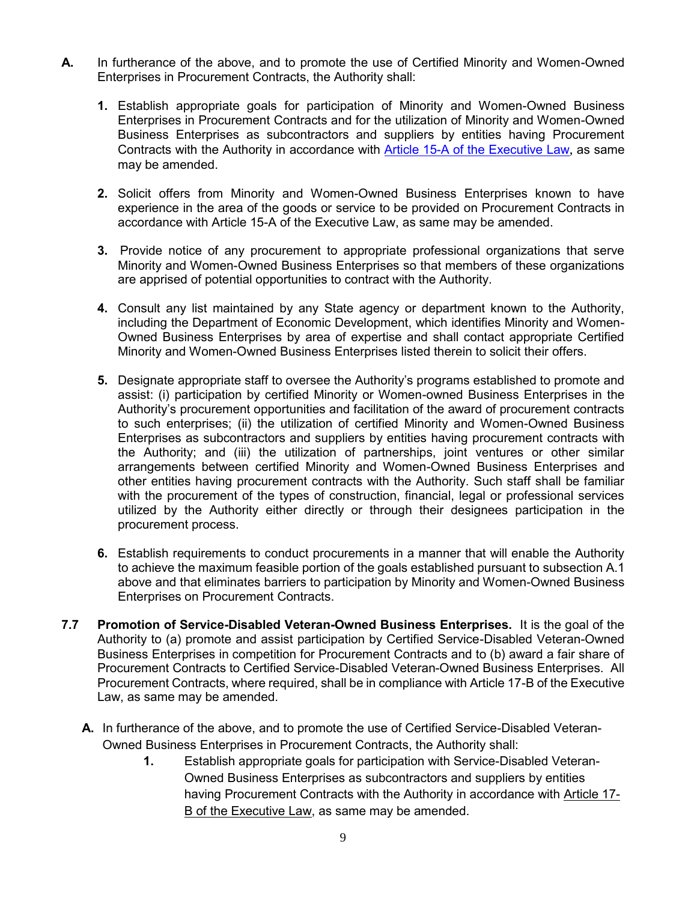**A.** In furtherance of the above, and to promote the use of Certified Minority and Women-Owned Enterprises in Procurement Contracts, the Authority shall:

1. Establish appropriate goals for participation of Minority and Women-Owned Business Enterprises in Procurement Contracts and for the utilization of Minority and Women-Owned Business Enterprises as subcontractors and suppliers by entities having Procurement Contracts with the Authority in accordance with Article 15-A of the Executive Law, as same may be amended.

2. Solicit offers from Minority and Women-Owned Business Enterprises known to have experience in the area of the goods or service to be provided on Procurement Contracts in accordance with Article 15-A of the Executive Law, as same may be amended.

3. Provide notice of any procurement to appropriate professional organizations that serve Minority and Women-Owned Business Enterprises so that members of these organizations are apprised of potential opportunities to contract with the Authority.

4. Consult any list maintained by any State agency or department known to the Authority, including the Department of Economic Development, which identifies Minority and Women-Owned Business Enterprises by area of expertise and shall contact appropriate Certified Minority and Women-Owned Business Enterprises listed therein to solicit their offers.

5. Designate appropriate staff to oversee the Authority's programs established to promote and assist: (i) participation by certified Minority or Women-owned Business Enterprises in the Authority's procurement opportunities and facilitation of the award of procurement contracts to such enterprises; (ii) the utilization of certified Minority and Women-Owned Business Enterprises as subcontractors and suppliers by entities having procurement contracts with the Authority; and (iii) the utilization of partnerships, joint ventures or other similar arrangements between certified Minority and Women-Owned Business Enterprises and other entities having procurement contracts with the Authority. Such staff shall be familiar with the procurement of the types of construction, financial, legal or professional services utilized by the Authority either directly or through their designees participation in the procurement process.

6. Establish requirements to conduct procurements in a manner that will enable the Authority to achieve the maximum feasible portion of the goals established pursuant to subsection A.1 above and that eliminates barriers to participation by Minority and Women-Owned Business Enterprises on Procurement Contracts.

**7.7 Promotion of Service-Disabled Veteran-Owned Business Enterprises.** It is the goal of the Authority to (a) promote and assist participation by Certified Service-Disabled Veteran-Owned Business Enterprises in competition for Procurement Contracts and to (b) award a fair share of Procurement Contracts to Certified Service-Disabled Veteran-Owned Business Enterprises. All Procurement Contracts, where required, shall be in compliance with Article 17-B of the Executive Law, as same may be amended.

**A.** In furtherance of the above, and to promote the use of Certified Service-Disabled Veteran-Owned Business Enterprises in Procurement Contracts, the Authority shall:

1. Establish appropriate goals for participation with Service-Disabled Veteran-Owned Business Enterprises as subcontractors and suppliers by entities having Procurement Contracts with the Authority in accordance with Article 17-B of the Executive Law, as same may be amended.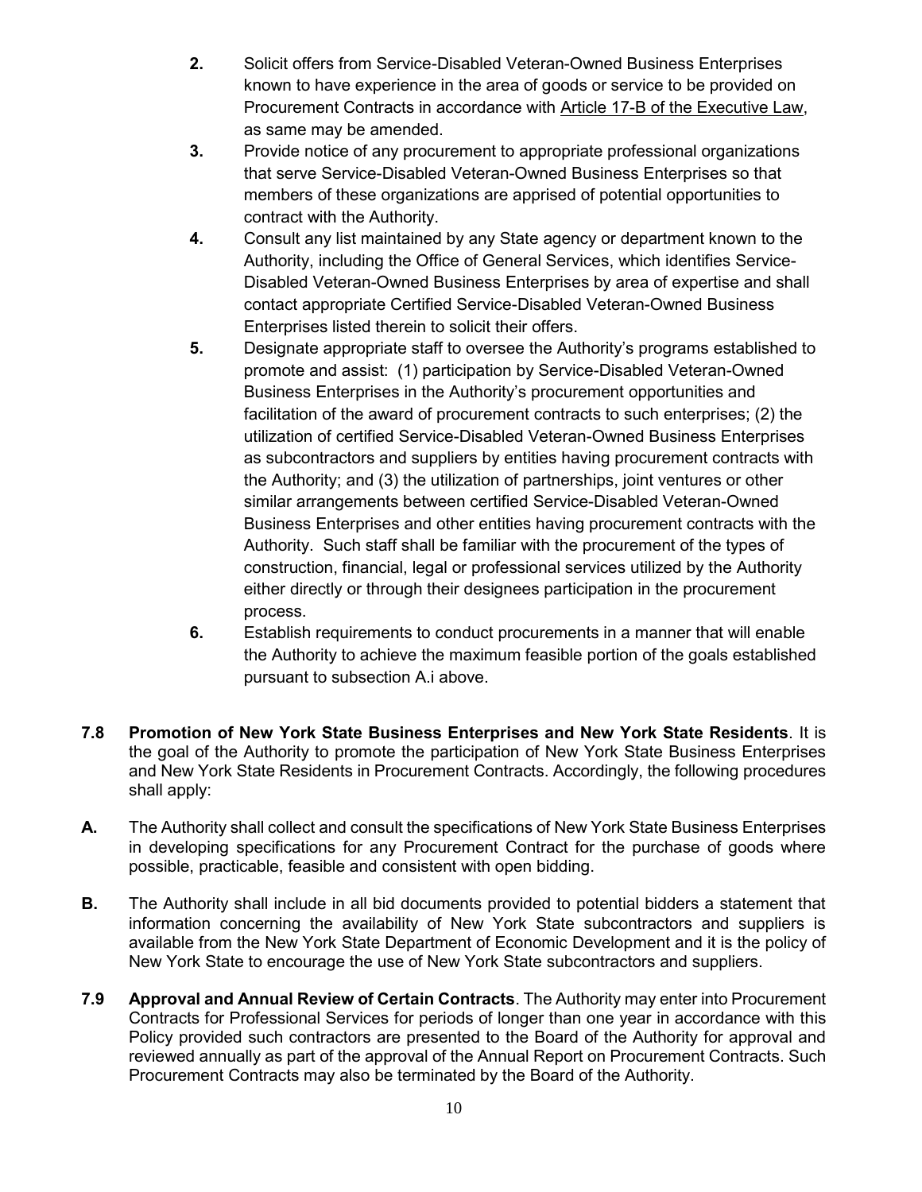2. Solicit offers from Service-Disabled Veteran-Owned Business Enterprises known to have experience in the area of goods or service to be provided on Procurement Contracts in accordance with Article 17-B of the Executive Law, as same may be amended.
3. Provide notice of any procurement to appropriate professional organizations that serve Service-Disabled Veteran-Owned Business Enterprises so that members of these organizations are apprised of potential opportunities to contract with the Authority.
4. Consult any list maintained by any State agency or department known to the Authority, including the Office of General Services, which identifies Service-Disabled Veteran-Owned Business Enterprises by area of expertise and shall contact appropriate Certified Service-Disabled Veteran-Owned Business Enterprises listed therein to solicit their offers.
5. Designate appropriate staff to oversee the Authority's programs established to promote and assist: (1) participation by Service-Disabled Veteran-Owned Business Enterprises in the Authority's procurement opportunities and facilitation of the award of procurement contracts to such enterprises; (2) the utilization of certified Service-Disabled Veteran-Owned Business Enterprises as subcontractors and suppliers by entities having procurement contracts with the Authority; and (3) the utilization of partnerships, joint ventures or other similar arrangements between certified Service-Disabled Veteran-Owned Business Enterprises and other entities having procurement contracts with the Authority. Such staff shall be familiar with the procurement of the types of construction, financial, legal or professional services utilized by the Authority either directly or through their designees participation in the procurement process.
6. Establish requirements to conduct procurements in a manner that will enable the Authority to achieve the maximum feasible portion of the goals established pursuant to subsection A.i above.

**7.8 Promotion of New York State Business Enterprises and New York State Residents**. It is the goal of the Authority to promote the participation of New York State Business Enterprises and New York State Residents in Procurement Contracts. Accordingly, the following procedures shall apply:

**A.** The Authority shall collect and consult the specifications of New York State Business Enterprises in developing specifications for any Procurement Contract for the purchase of goods where possible, practicable, feasible and consistent with open bidding.

**B.** The Authority shall include in all bid documents provided to potential bidders a statement that information concerning the availability of New York State subcontractors and suppliers is available from the New York State Department of Economic Development and it is the policy of New York State to encourage the use of New York State subcontractors and suppliers.

**7.9 Approval and Annual Review of Certain Contracts**. The Authority may enter into Procurement Contracts for Professional Services for periods of longer than one year in accordance with this Policy provided such contractors are presented to the Board of the Authority for approval and reviewed annually as part of the approval of the Annual Report on Procurement Contracts. Such Procurement Contracts may also be terminated by the Board of the Authority.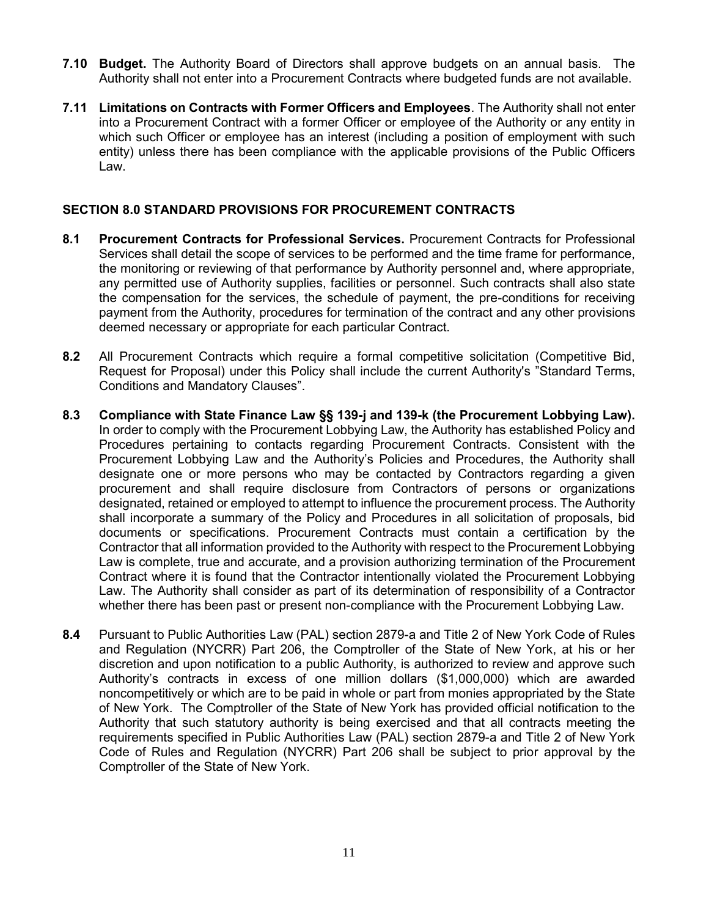**7.10 Budget.** The Authority Board of Directors shall approve budgets on an annual basis. The Authority shall not enter into a Procurement Contracts where budgeted funds are not available.

**7.11 Limitations on Contracts with Former Officers and Employees**. The Authority shall not enter into a Procurement Contract with a former Officer or employee of the Authority or any entity in which such Officer or employee has an interest (including a position of employment with such entity) unless there has been compliance with the applicable provisions of the Public Officers Law.

## SECTION 8.0 STANDARD PROVISIONS FOR PROCUREMENT CONTRACTS

**8.1 Procurement Contracts for Professional Services.** Procurement Contracts for Professional Services shall detail the scope of services to be performed and the time frame for performance, the monitoring or reviewing of that performance by Authority personnel and, where appropriate, any permitted use of Authority supplies, facilities or personnel. Such contracts shall also state the compensation for the services, the schedule of payment, the pre-conditions for receiving payment from the Authority, procedures for termination of the contract and any other provisions deemed necessary or appropriate for each particular Contract.

**8.2** All Procurement Contracts which require a formal competitive solicitation (Competitive Bid, Request for Proposal) under this Policy shall include the current Authority's "Standard Terms, Conditions and Mandatory Clauses".

**8.3 Compliance with State Finance Law §§ 139-j and 139-k (the Procurement Lobbying Law).** In order to comply with the Procurement Lobbying Law, the Authority has established Policy and Procedures pertaining to contacts regarding Procurement Contracts. Consistent with the Procurement Lobbying Law and the Authority's Policies and Procedures, the Authority shall designate one or more persons who may be contacted by Contractors regarding a given procurement and shall require disclosure from Contractors of persons or organizations designated, retained or employed to attempt to influence the procurement process. The Authority shall incorporate a summary of the Policy and Procedures in all solicitation of proposals, bid documents or specifications. Procurement Contracts must contain a certification by the Contractor that all information provided to the Authority with respect to the Procurement Lobbying Law is complete, true and accurate, and a provision authorizing termination of the Procurement Contract where it is found that the Contractor intentionally violated the Procurement Lobbying Law. The Authority shall consider as part of its determination of responsibility of a Contractor whether there has been past or present non-compliance with the Procurement Lobbying Law.

**8.4** Pursuant to Public Authorities Law (PAL) section 2879-a and Title 2 of New York Code of Rules and Regulation (NYCRR) Part 206, the Comptroller of the State of New York, at his or her discretion and upon notification to a public Authority, is authorized to review and approve such Authority's contracts in excess of one million dollars ($1,000,000) which are awarded noncompetitively or which are to be paid in whole or part from monies appropriated by the State of New York. The Comptroller of the State of New York has provided official notification to the Authority that such statutory authority is being exercised and that all contracts meeting the requirements specified in Public Authorities Law (PAL) section 2879-a and Title 2 of New York Code of Rules and Regulation (NYCRR) Part 206 shall be subject to prior approval by the Comptroller of the State of New York.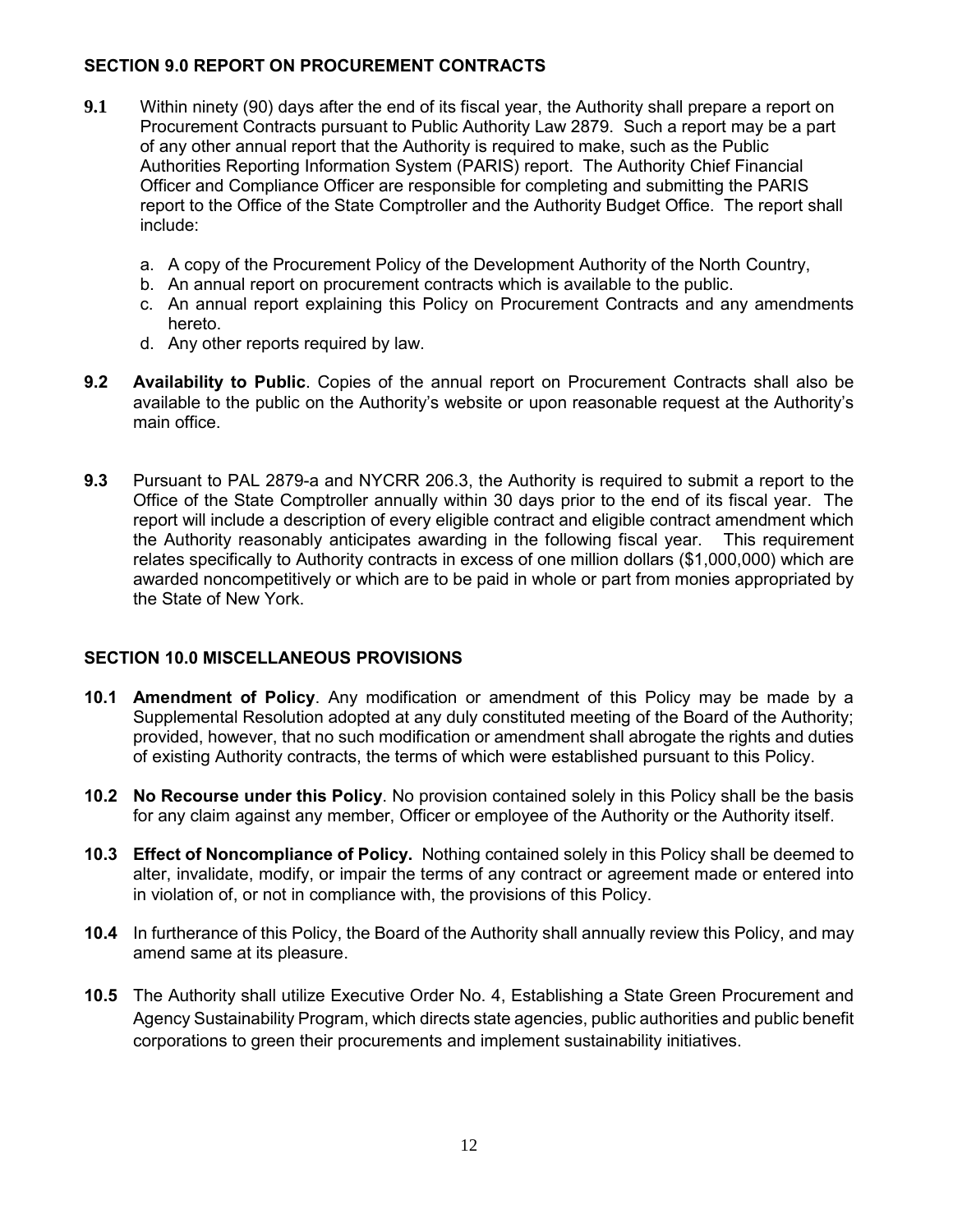## SECTION 9.0 REPORT ON PROCUREMENT CONTRACTS

**9.1** Within ninety (90) days after the end of its fiscal year, the Authority shall prepare a report on Procurement Contracts pursuant to Public Authority Law 2879. Such a report may be a part of any other annual report that the Authority is required to make, such as the Public Authorities Reporting Information System (PARIS) report. The Authority Chief Financial Officer and Compliance Officer are responsible for completing and submitting the PARIS report to the Office of the State Comptroller and the Authority Budget Office. The report shall include:

a. A copy of the Procurement Policy of the Development Authority of the North Country,
b. An annual report on procurement contracts which is available to the public.
c. An annual report explaining this Policy on Procurement Contracts and any amendments hereto.
d. Any other reports required by law.

**9.2 Availability to Public**. Copies of the annual report on Procurement Contracts shall also be available to the public on the Authority's website or upon reasonable request at the Authority's main office.

**9.3** Pursuant to PAL 2879-a and NYCRR 206.3, the Authority is required to submit a report to the Office of the State Comptroller annually within 30 days prior to the end of its fiscal year. The report will include a description of every eligible contract and eligible contract amendment which the Authority reasonably anticipates awarding in the following fiscal year. This requirement relates specifically to Authority contracts in excess of one million dollars ($1,000,000) which are awarded noncompetitively or which are to be paid in whole or part from monies appropriated by the State of New York.

## SECTION 10.0 MISCELLANEOUS PROVISIONS

**10.1 Amendment of Policy**. Any modification or amendment of this Policy may be made by a Supplemental Resolution adopted at any duly constituted meeting of the Board of the Authority; provided, however, that no such modification or amendment shall abrogate the rights and duties of existing Authority contracts, the terms of which were established pursuant to this Policy.

**10.2 No Recourse under this Policy**. No provision contained solely in this Policy shall be the basis for any claim against any member, Officer or employee of the Authority or the Authority itself.

**10.3 Effect of Noncompliance of Policy.** Nothing contained solely in this Policy shall be deemed to alter, invalidate, modify, or impair the terms of any contract or agreement made or entered into in violation of, or not in compliance with, the provisions of this Policy.

**10.4** In furtherance of this Policy, the Board of the Authority shall annually review this Policy, and may amend same at its pleasure.

**10.5** The Authority shall utilize Executive Order No. 4, Establishing a State Green Procurement and Agency Sustainability Program, which directs state agencies, public authorities and public benefit corporations to green their procurements and implement sustainability initiatives.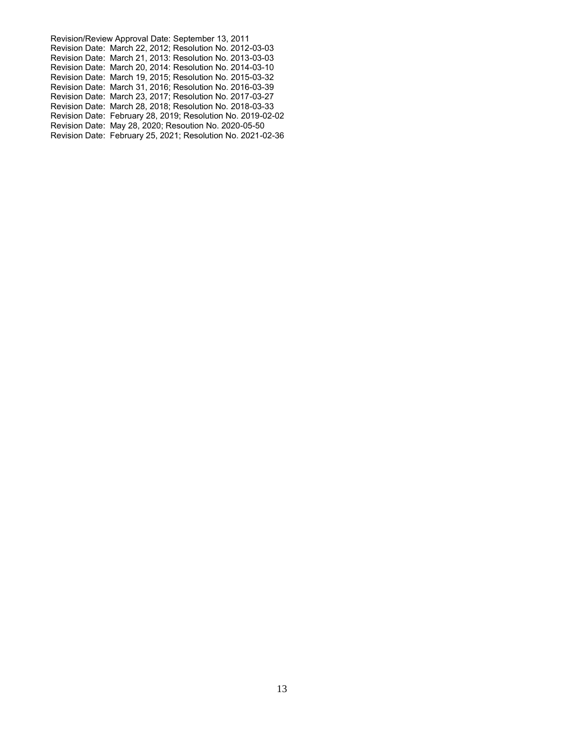Revision/Review Approval Date: September 13, 2011
Revision Date: March 22, 2012; Resolution No. 2012-03-03
Revision Date: March 21, 2013: Resolution No. 2013-03-03
Revision Date: March 20, 2014: Resolution No. 2014-03-10
Revision Date: March 19, 2015; Resolution No. 2015-03-32
Revision Date: March 31, 2016; Resolution No. 2016-03-39
Revision Date: March 23, 2017; Resolution No. 2017-03-27
Revision Date: March 28, 2018; Resolution No. 2018-03-33
Revision Date: February 28, 2019; Resolution No. 2019-02-02
Revision Date: May 28, 2020; Resoution No. 2020-05-50
Revision Date: February 25, 2021; Resolution No. 2021-02-36